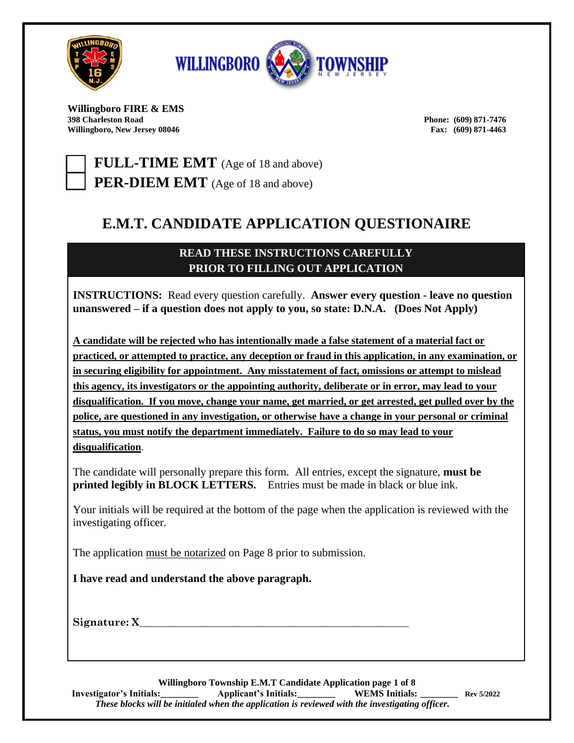**Willingboro FIRE & EMS**
**398 Charleston Road**
**Willingboro, New Jersey 08046**

**Phone: (609) 871-7476**
**Fax: (609) 871-4463**

☐ **FULL-TIME EMT** (Age of 18 and above)

☐ **PER-DIEM EMT** (Age of 18 and above)

# E.M.T. CANDIDATE APPLICATION QUESTIONAIRE

## READ THESE INSTRUCTIONS CAREFULLY PRIOR TO FILLING OUT APPLICATION

**INSTRUCTIONS:** Read every question carefully. **Answer every question - leave no question unanswered – if a question does not apply to you, so state: D.N.A. (Does Not Apply)**

**A candidate will be rejected who has intentionally made a false statement of a material fact or practiced, or attempted to practice, any deception or fraud in this application, in any examination, or in securing eligibility for appointment. Any misstatement of fact, omissions or attempt to mislead this agency, its investigators or the appointing authority, deliberate or in error, may lead to your disqualification. If you move, change your name, get married, or get arrested, get pulled over by the police, are questioned in any investigation, or otherwise have a change in your personal or criminal status, you must notify the department immediately. Failure to do so may lead to your disqualification**.

The candidate will personally prepare this form. All entries, except the signature, **must be printed legibly in BLOCK LETTERS.** Entries must be made in black or blue ink.

Your initials will be required at the bottom of the page when the application is reviewed with the investigating officer.

The application must be notarized on Page 8 prior to submission.

**I have read and understand the above paragraph.**

**Signature: X**\_\_\_\_\_\_\_\_\_\_\_\_\_\_\_\_\_\_\_\_\_\_\_\_\_\_\_\_\_\_\_\_\_\_\_\_\_\_\_\_\_\_\_\_

**Investigator's Initials:**\_\_\_\_\_\_\_\_ **Applicant's Initials:**\_\_\_\_\_\_\_\_ **WEMS Initials:** \_\_\_\_\_\_\_\_

*These blocks will be initialed when the application is reviewed with the investigating officer.*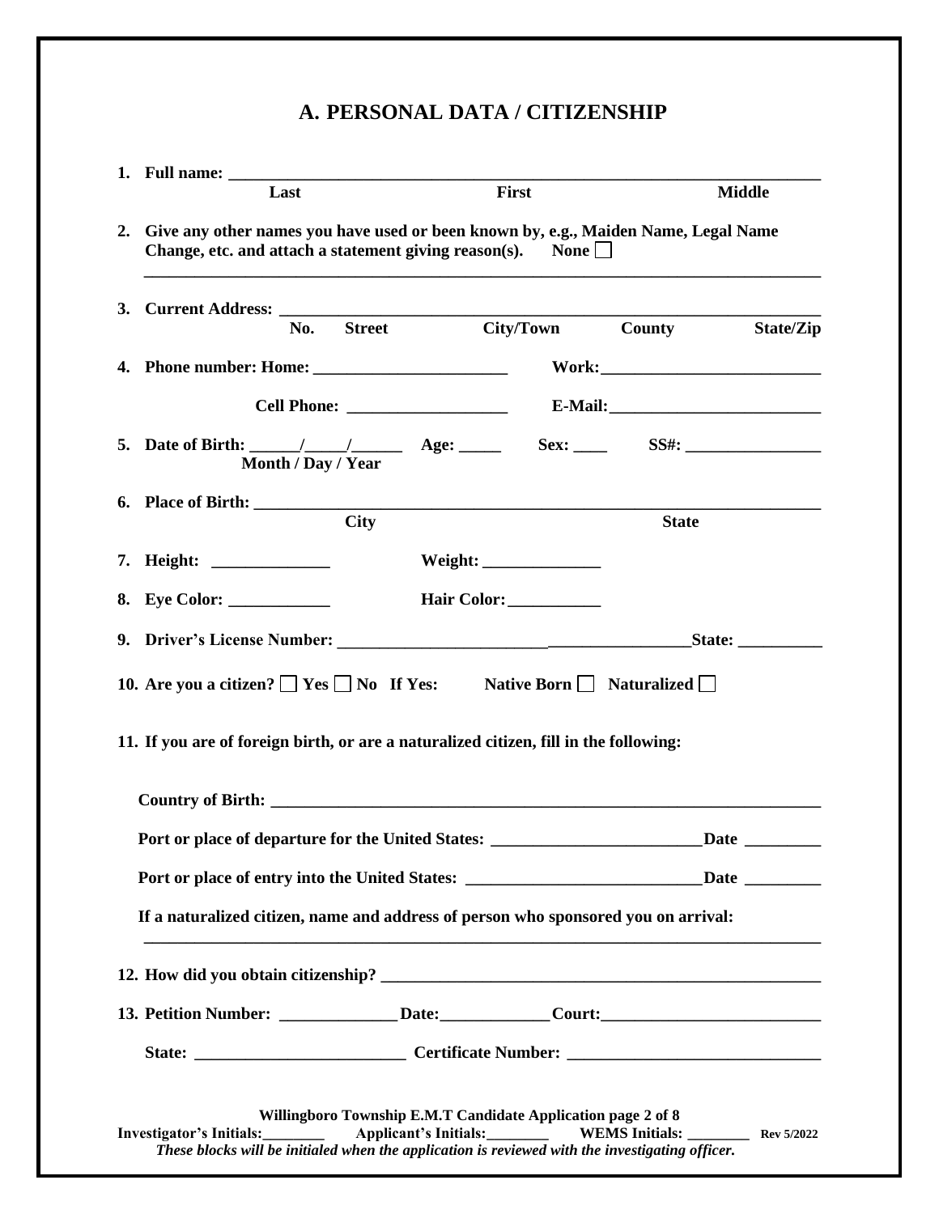# A. PERSONAL DATA / CITIZENSHIP

1. **Full name:** ________________________________________________

   **Last** **First** **Middle**

2. **Give any other names you have used or been known by, e.g., Maiden Name, Legal Name Change, etc. and attach a statement giving reason(s).** **None** ☐

   ________________________________________________

3. **Current Address:** ________________________________________________

   **No.** **Street** **City/Town** **County** **State/Zip**

4. **Phone number: Home:** ______________________ **Work:** ______________________

   **Cell Phone:** ______________________ **E-Mail:** ______________________

5. **Date of Birth:** _____/_____/_____ **Age:** _____ **Sex:** ____ **SS#:** ________________

   **Month / Day / Year**

6. **Place of Birth:** ________________________________________________

   **City** **State**

7. **Height:** ______________ **Weight:** ______________

8. **Eye Color:** ____________ **Hair Color:** ___________

9. **Driver's License Number:** __________________________________ **State:** __________

10. **Are you a citizen?** ☐ **Yes** ☐ **No** **If Yes:** **Native Born** ☐ **Naturalized** ☐

11. **If you are of foreign birth, or are a naturalized citizen, fill in the following:**

    **Country of Birth:** ________________________________________________

    **Port or place of departure for the United States:** _________________________ **Date** _________

    **Port or place of entry into the United States:** ____________________________ **Date** _________

    **If a naturalized citizen, name and address of person who sponsored you on arrival:**

    ________________________________________________

12. **How did you obtain citizenship?** ________________________________________________

13. **Petition Number:** _____________ **Date:** _____________ **Court:** _________________________

    **State:** _________________________ **Certificate Number:** ______________________________

**Investigator's Initials:**________ **Applicant's Initials:**________ **WEMS Initials:** ________ **Rev 5/2022**

***These blocks will be initialed when the application is reviewed with the investigating officer.***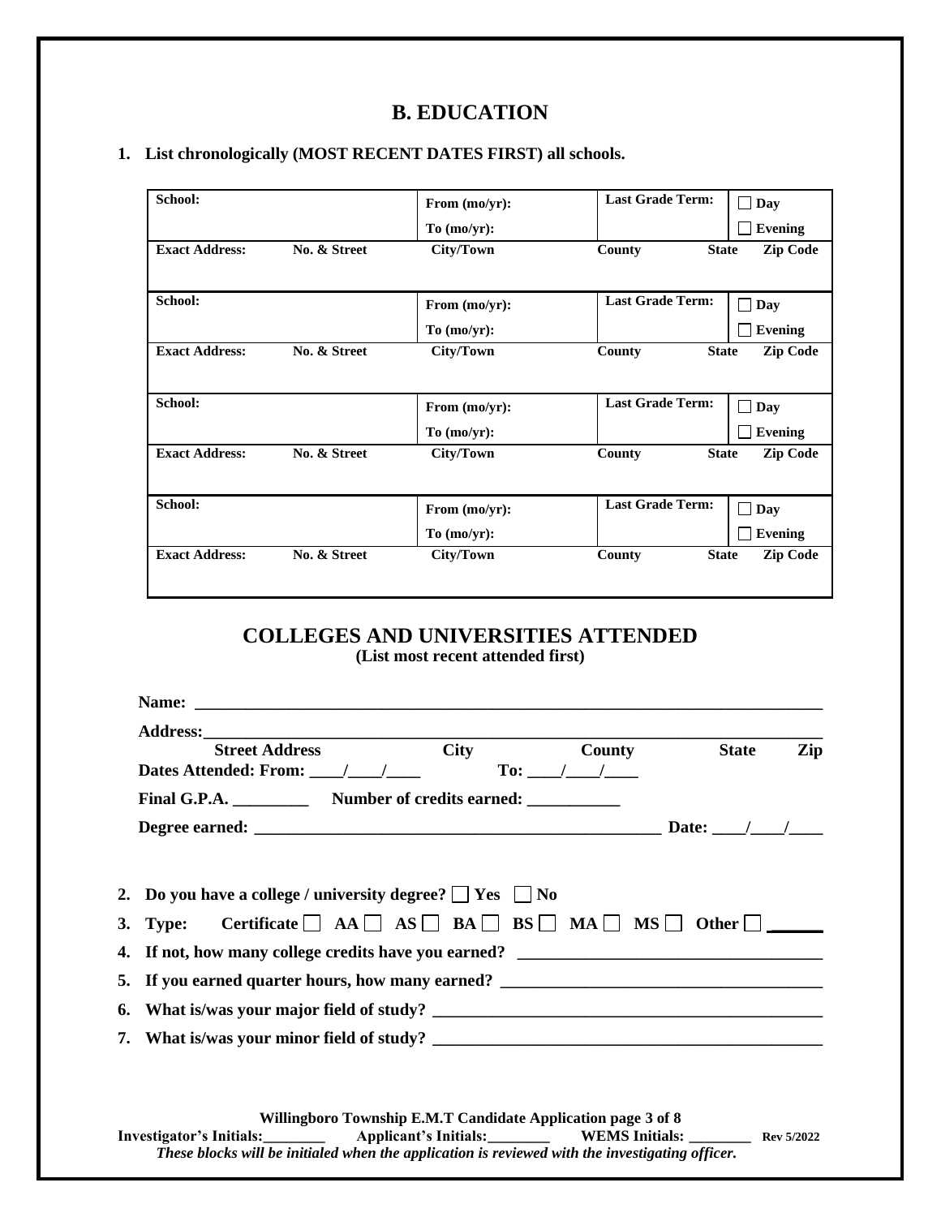## B. EDUCATION

**1. List chronologically (MOST RECENT DATES FIRST) all schools.**

| School: | | From (mo/yr): To (mo/yr): | Last Grade Term: | ☐ Day ☐ Evening | |
|---|---|---|---|---|---|
| **Exact Address:** | **No. & Street** | **City/Town** | **County** | **State** | **Zip Code** |
| | | | | | |
| **School:** | | **From (mo/yr): To (mo/yr):** | **Last Grade Term:** | ☐ **Day** ☐ **Evening** | |
| **Exact Address:** | **No. & Street** | **City/Town** | **County** | **State** | **Zip Code** |
| | | | | | |
| **School:** | | **From (mo/yr): To (mo/yr):** | **Last Grade Term:** | ☐ **Day** ☐ **Evening** | |
| **Exact Address:** | **No. & Street** | **City/Town** | **County** | **State** | **Zip Code** |
| | | | | | |
| **School:** | | **From (mo/yr): To (mo/yr):** | **Last Grade Term:** | ☐ **Day** ☐ **Evening** | |
| **Exact Address:** | **No. & Street** | **City/Town** | **County** | **State** | **Zip Code** |
| | | | | | |

## COLLEGES AND UNIVERSITIES ATTENDED

**(List most recent attended first)**

**Name:** ______________________________________________________________________

**Address:**____________________________________________________________________
**Street Address** &nbsp;&nbsp;&nbsp;&nbsp; **City** &nbsp;&nbsp;&nbsp;&nbsp; **County** &nbsp;&nbsp;&nbsp;&nbsp; **State** &nbsp;&nbsp;&nbsp;&nbsp; **Zip**

**Dates Attended: From:** ____/____/____ &nbsp;&nbsp;&nbsp;&nbsp; **To:** ____/____/____

**Final G.P.A.** _________ &nbsp;&nbsp;&nbsp;&nbsp; **Number of credits earned:** ___________

**Degree earned:** __________________________________________________ **Date:** ____/____/____

**2. Do you have a college / university degree?** ☐ **Yes** ☐ **No**

**3. Type: Certificate** ☐ **AA** ☐ **AS** ☐ **BA** ☐ **BS** ☐ **MA** ☐ **MS** ☐ **Other** ☐ ______

**4. If not, how many college credits have you earned?** ___________________________________

**5. If you earned quarter hours, how many earned?** _____________________________________

**6. What is/was your major field of study?** ___________________________________________

**7. What is/was your minor field of study?** ___________________________________________

**Investigator's Initials:**________ &nbsp;&nbsp;&nbsp;&nbsp; **Applicant's Initials:**________ &nbsp;&nbsp;&nbsp;&nbsp; **WEMS Initials:** ________

*These blocks will be initialed when the application is reviewed with the investigating officer.*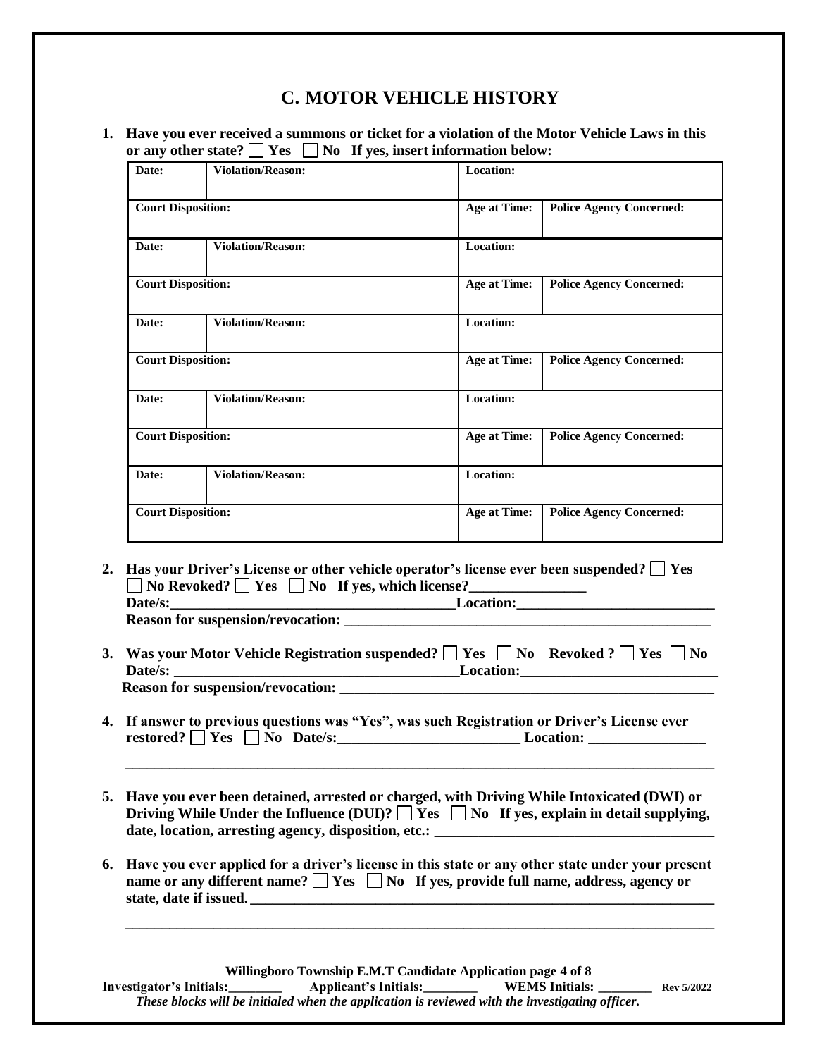# C. MOTOR VEHICLE HISTORY

**1. Have you ever received a summons or ticket for a violation of the Motor Vehicle Laws in this or any other state? ☐ Yes ☐ No If yes, insert information below:**

| Date: | Violation/Reason: | Location: | |
|---|---|---|---|
| **Court Disposition:** | | **Age at Time:** | **Police Agency Concerned:** |
| **Date:** | **Violation/Reason:** | **Location:** | |
| **Court Disposition:** | | **Age at Time:** | **Police Agency Concerned:** |
| **Date:** | **Violation/Reason:** | **Location:** | |
| **Court Disposition:** | | **Age at Time:** | **Police Agency Concerned:** |
| **Date:** | **Violation/Reason:** | **Location:** | |
| **Court Disposition:** | | **Age at Time:** | **Police Agency Concerned:** |
| **Date:** | **Violation/Reason:** | **Location:** | |
| **Court Disposition:** | | **Age at Time:** | **Police Agency Concerned:** |

**2. Has your Driver's License or other vehicle operator's license ever been suspended? ☐ Yes ☐ No Revoked? ☐ Yes ☐ No If yes, which license?________________**
**Date/s:_______________________________________Location:___________________________**
**Reason for suspension/revocation: ___________________________________________________**

**3. Was your Motor Vehicle Registration suspended? ☐ Yes ☐ No Revoked ? ☐ Yes ☐ No**
**Date/s: _______________________________________Location:___________________________**
**Reason for suspension/revocation: ___________________________________________________**

**4. If answer to previous questions was "Yes", was such Registration or Driver's License ever restored? ☐ Yes ☐ No Date/s:_________________________ Location: ________________**

**_____________________________________________________________________________**

**5. Have you ever been detained, arrested or charged, with Driving While Intoxicated (DWI) or Driving While Under the Influence (DUI)? ☐ Yes ☐ No If yes, explain in detail supplying, date, location, arresting agency, disposition, etc.: ______________________________________**

**6. Have you ever applied for a driver's license in this state or any other state under your present name or any different name? ☐ Yes ☐ No If yes, provide full name, address, agency or state, date if issued. ______________________________________________________________**

**_____________________________________________________________________________**

**Investigator's Initials:________ Applicant's Initials:________ WEMS Initials: ________** Rev 5/2022

***These blocks will be initialed when the application is reviewed with the investigating officer.***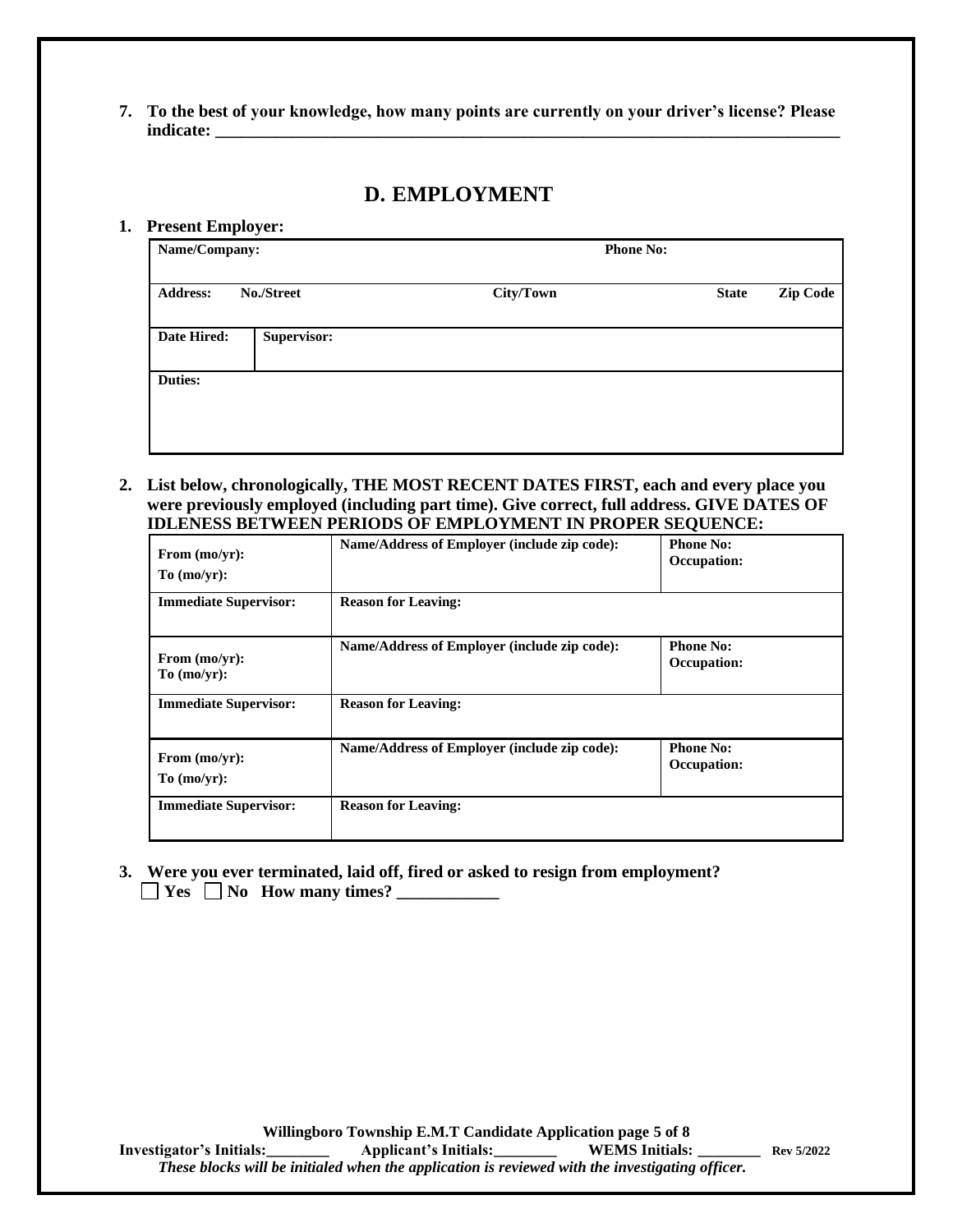**7. To the best of your knowledge, how many points are currently on your driver's license? Please indicate: \_\_\_\_\_\_\_\_\_\_\_\_\_\_\_\_\_\_\_\_\_\_\_\_\_\_\_\_\_\_\_\_\_\_\_\_\_\_\_\_\_\_\_\_\_\_\_\_\_\_\_\_\_\_\_\_\_\_\_\_\_\_\_\_\_\_\_\_\_\_\_\_\_\_**

## D. EMPLOYMENT

**1. Present Employer:**

| **Name/Company:** | | | **Phone No:** | |
|---|---|---|---|---|
| **Address: No./Street** | | **City/Town** | **State** | **Zip Code** |
| **Date Hired:** | **Supervisor:** | | | |
| **Duties:** | | | | |

**2. List below, chronologically, THE MOST RECENT DATES FIRST, each and every place you were previously employed (including part time). Give correct, full address. GIVE DATES OF IDLENESS BETWEEN PERIODS OF EMPLOYMENT IN PROPER SEQUENCE:**

| **From (mo/yr):** <br> **To (mo/yr):** | **Name/Address of Employer (include zip code):** | **Phone No:** <br> **Occupation:** |
|---|---|---|
| **Immediate Supervisor:** | **Reason for Leaving:** | |
| **From (mo/yr):** <br> **To (mo/yr):** | **Name/Address of Employer (include zip code):** | **Phone No:** <br> **Occupation:** |
| **Immediate Supervisor:** | **Reason for Leaving:** | |
| **From (mo/yr):** <br> **To (mo/yr):** | **Name/Address of Employer (include zip code):** | **Phone No:** <br> **Occupation:** |
| **Immediate Supervisor:** | **Reason for Leaving:** | |

**3. Were you ever terminated, laid off, fired or asked to resign from employment?**
☐ **Yes** ☐ **No How many times? \_\_\_\_\_\_\_\_\_\_\_\_**

**Investigator's Initials:\_\_\_\_\_\_\_\_ Applicant's Initials:\_\_\_\_\_\_\_\_ WEMS Initials: \_\_\_\_\_\_\_\_**

***These blocks will be initialed when the application is reviewed with the investigating officer.***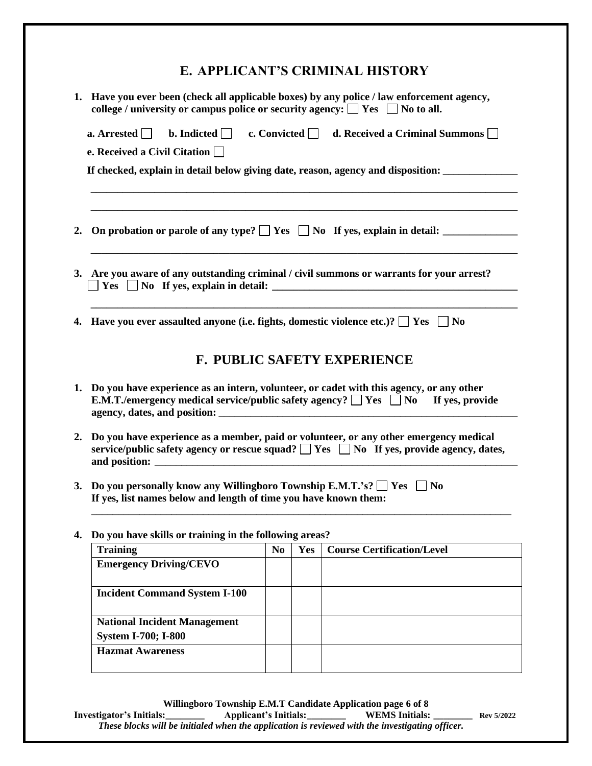## E. APPLICANT'S CRIMINAL HISTORY

1. **Have you ever been (check all applicable boxes) by any police / law enforcement agency, college / university or campus police or security agency: ☐ Yes ☐ No to all.**

   **a. Arrested ☐ b. Indicted ☐ c. Convicted ☐ d. Received a Criminal Summons ☐**

   **e. Received a Civil Citation ☐**

   **If checked, explain in detail below giving date, reason, agency and disposition: ______________**

   ________________________________________________________________________________

   ________________________________________________________________________________

2. **On probation or parole of any type? ☐ Yes ☐ No If yes, explain in detail: ______________**

   ________________________________________________________________________________

3. **Are you aware of any outstanding criminal / civil summons or warrants for your arrest? ☐ Yes ☐ No If yes, explain in detail: ________________________________________________**

   ________________________________________________________________________________

4. **Have you ever assaulted anyone (i.e. fights, domestic violence etc.)? ☐ Yes ☐ No**

## F. PUBLIC SAFETY EXPERIENCE

1. **Do you have experience as an intern, volunteer, or cadet with this agency, or any other E.M.T./emergency medical service/public safety agency? ☐ Yes ☐ No If yes, provide agency, dates, and position: ____________________________________________________________**

2. **Do you have experience as a member, paid or volunteer, or any other emergency medical service/public safety agency or rescue squad? ☐ Yes ☐ No If yes, provide agency, dates, and position: ________________________________________________________________________**

3. **Do you personally know any Willingboro Township E.M.T.'s? ☐ Yes ☐ No If yes, list names below and length of time you have known them:**

   ________________________________________________________________________________

4. **Do you have skills or training in the following areas?**

| Training | No | Yes | Course Certification/Level |
|---|---|---|---|
| **Emergency Driving/CEVO** | | | |
| **Incident Command System I-100** | | | |
| **National Incident Management System I-700; I-800** | | | |
| **Hazmat Awareness** | | | |

**Investigator's Initials:________ Applicant's Initials:________ WEMS Initials: ________ Rev 5/2022**

***These blocks will be initialed when the application is reviewed with the investigating officer.***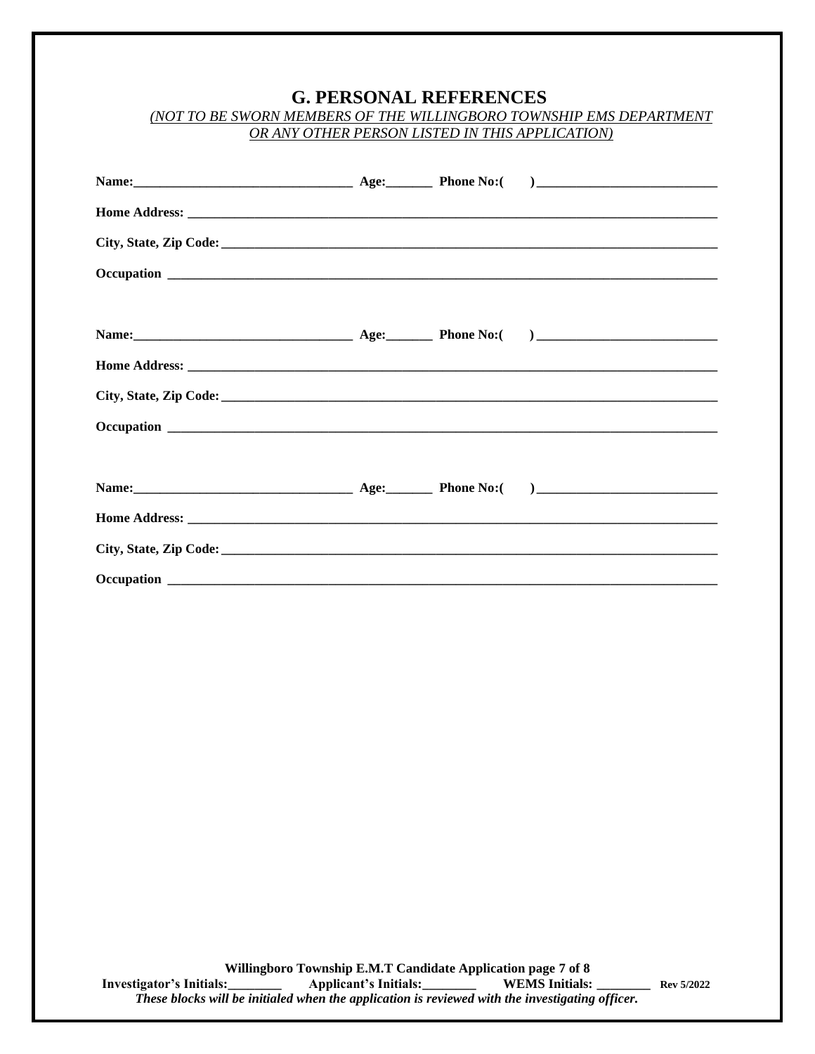## G. PERSONAL REFERENCES

*(NOT TO BE SWORN MEMBERS OF THE WILLINGBORO TOWNSHIP EMS DEPARTMENT OR ANY OTHER PERSON LISTED IN THIS APPLICATION)*

**Name:**________________________________ **Age:**_______ **Phone No:**(     )__________________________

**Home Address:** ________________________________________________________________________

**City, State, Zip Code:** _________________________________________________________________

**Occupation** ___________________________________________________________________________

**Name:**________________________________ **Age:**_______ **Phone No:**(     )__________________________

**Home Address:** ________________________________________________________________________

**City, State, Zip Code:** _________________________________________________________________

**Occupation** ___________________________________________________________________________

**Name:**________________________________ **Age:**_______ **Phone No:**(     )__________________________

**Home Address:** ________________________________________________________________________

**City, State, Zip Code:** _________________________________________________________________

**Occupation** ___________________________________________________________________________

**Willingboro Township E.M.T Candidate Application page 7 of 8**

**Investigator's Initials:**________ **Applicant's Initials:**________ **WEMS Initials:** ________ **Rev 5/2022**

***These blocks will be initialed when the application is reviewed with the investigating officer.***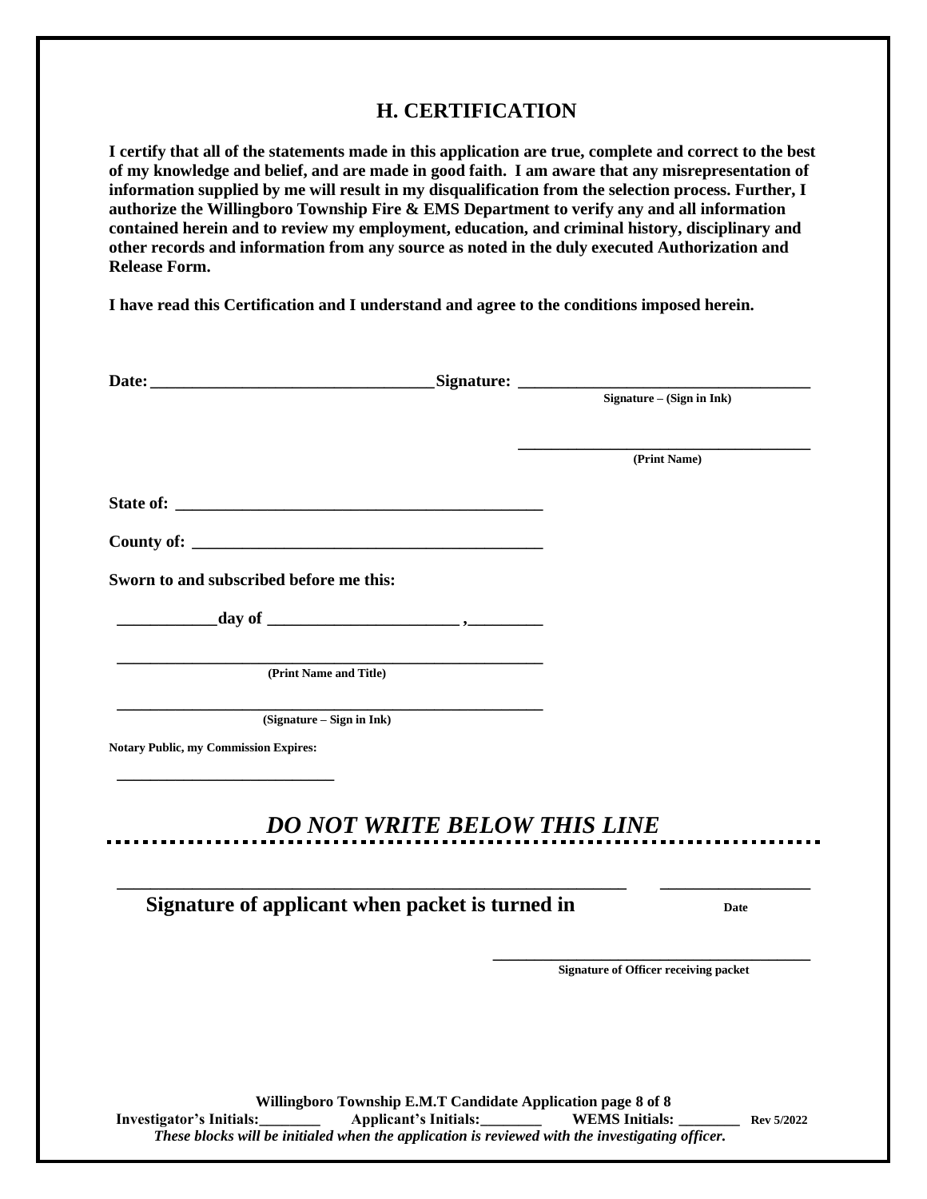## H. CERTIFICATION

**I certify that all of the statements made in this application are true, complete and correct to the best of my knowledge and belief, and are made in good faith. I am aware that any misrepresentation of information supplied by me will result in my disqualification from the selection process. Further, I authorize the Willingboro Township Fire & EMS Department to verify any and all information contained herein and to review my employment, education, and criminal history, disciplinary and other records and information from any source as noted in the duly executed Authorization and Release Form.**

**I have read this Certification and I understand and agree to the conditions imposed herein.**

**Date:** ________________________________ **Signature:** ________________________________
**Signature – (Sign in Ink)**

________________________________
**(Print Name)**

**State of:** ________________________________________

**County of:** ________________________________________

**Sworn to and subscribed before me this:**

__________ **day of** ____________________ , ________

________________________________________
**(Print Name and Title)**

________________________________________
**(Signature – Sign in Ink)**

**Notary Public, my Commission Expires:**

__________________________

## *DO NOT WRITE BELOW THIS LINE*

________________________________________________ ______________
**Signature of applicant when packet is turned in** **Date**

________________________________
**Signature of Officer receiving packet**

**Investigator's Initials:**________ **Applicant's Initials:**________ **WEMS Initials:** ________ **Rev 5/2022**

***These blocks will be initialed when the application is reviewed with the investigating officer.***